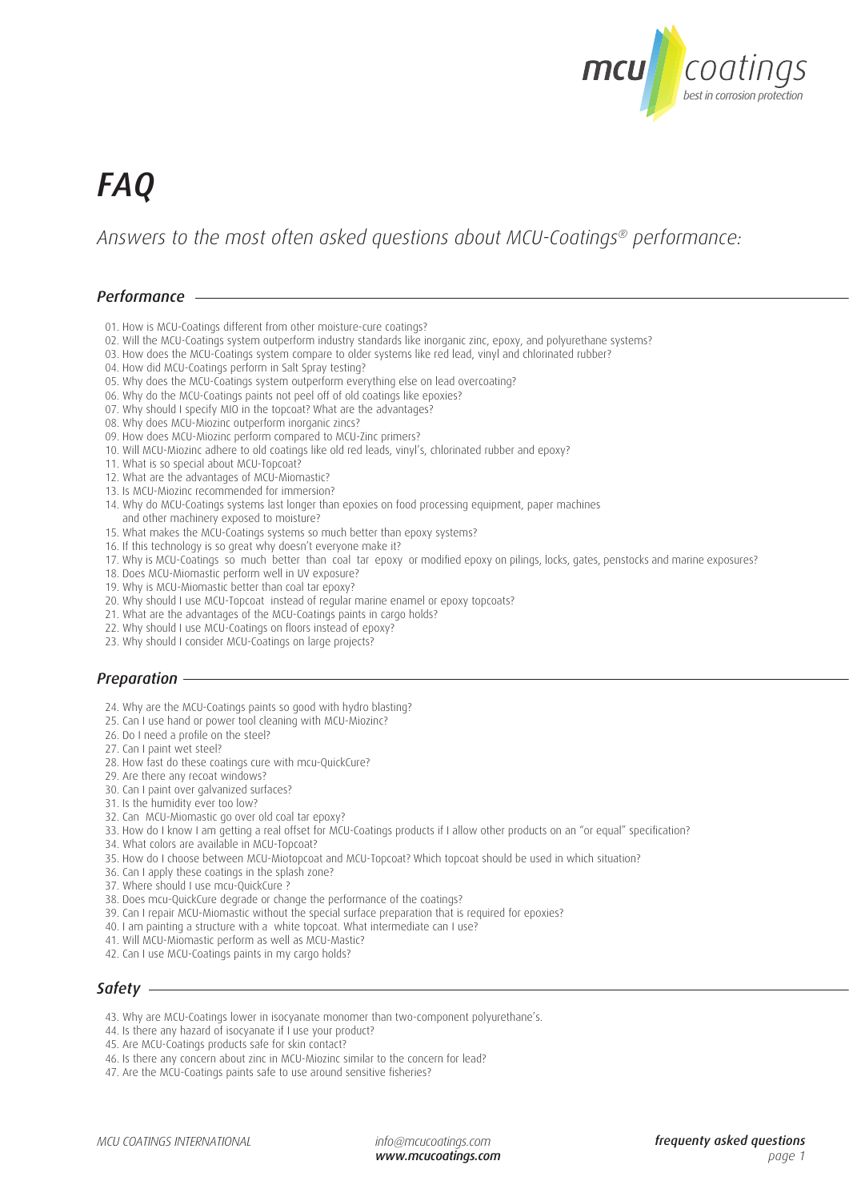# FAQ

*Answers to the most often asked questions about MCU-Coatings® performance:*

## Performance

01. How is MCU-Coatings different from other moisture-cure coatings?
02. Will the MCU-Coatings system outperform industry standards like inorganic zinc, epoxy, and polyurethane systems?
03. How does the MCU-Coatings system compare to older systems like red lead, vinyl and chlorinated rubber?
04. How did MCU-Coatings perform in Salt Spray testing?
05. Why does the MCU-Coatings system outperform everything else on lead overcoating?
06. Why do the MCU-Coatings paints not peel off of old coatings like epoxies?
07. Why should I specify MIO in the topcoat? What are the advantages?
08. Why does MCU-Miozinc outperform inorganic zincs?
09. How does MCU-Miozinc perform compared to MCU-Zinc primers?
10. Will MCU-Miozinc adhere to old coatings like old red leads, vinyl's, chlorinated rubber and epoxy?
11. What is so special about MCU-Topcoat?
12. What are the advantages of MCU-Miomastic?
13. Is MCU-Miozinc recommended for immersion?
14. Why do MCU-Coatings systems last longer than epoxies on food processing equipment, paper machines and other machinery exposed to moisture?
15. What makes the MCU-Coatings systems so much better than epoxy systems?
16. If this technology is so great why doesn't everyone make it?
17. Why is MCU-Coatings so much better than coal tar epoxy or modified epoxy on pilings, locks, gates, penstocks and marine exposures?
18. Does MCU-Miomastic perform well in UV exposure?
19. Why is MCU-Miomastic better than coal tar epoxy?
20. Why should I use MCU-Topcoat instead of regular marine enamel or epoxy topcoats?
21. What are the advantages of the MCU-Coatings paints in cargo holds?
22. Why should I use MCU-Coatings on floors instead of epoxy?
23. Why should I consider MCU-Coatings on large projects?

## Preparation

24. Why are the MCU-Coatings paints so good with hydro blasting?
25. Can I use hand or power tool cleaning with MCU-Miozinc?
26. Do I need a profile on the steel?
27. Can I paint wet steel?
28. How fast do these coatings cure with mcu-QuickCure?
29. Are there any recoat windows?
30. Can I paint over galvanized surfaces?
31. Is the humidity ever too low?
32. Can MCU-Miomastic go over old coal tar epoxy?
33. How do I know I am getting a real offset for MCU-Coatings products if I allow other products on an "or equal" specification?
34. What colors are available in MCU-Topcoat?
35. How do I choose between MCU-Miotopcoat and MCU-Topcoat? Which topcoat should be used in which situation?
36. Can I apply these coatings in the splash zone?
37. Where should I use mcu-QuickCure ?
38. Does mcu-QuickCure degrade or change the performance of the coatings?
39. Can I repair MCU-Miomastic without the special surface preparation that is required for epoxies?
40. I am painting a structure with a white topcoat. What intermediate can I use?
41. Will MCU-Miomastic perform as well as MCU-Mastic?
42. Can I use MCU-Coatings paints in my cargo holds?

## Safety

43. Why are MCU-Coatings lower in isocyanate monomer than two-component polyurethane's.
44. Is there any hazard of isocyanate if I use your product?
45. Are MCU-Coatings products safe for skin contact?
46. Is there any concern about zinc in MCU-Miozinc similar to the concern for lead?
47. Are the MCU-Coatings paints safe to use around sensitive fisheries?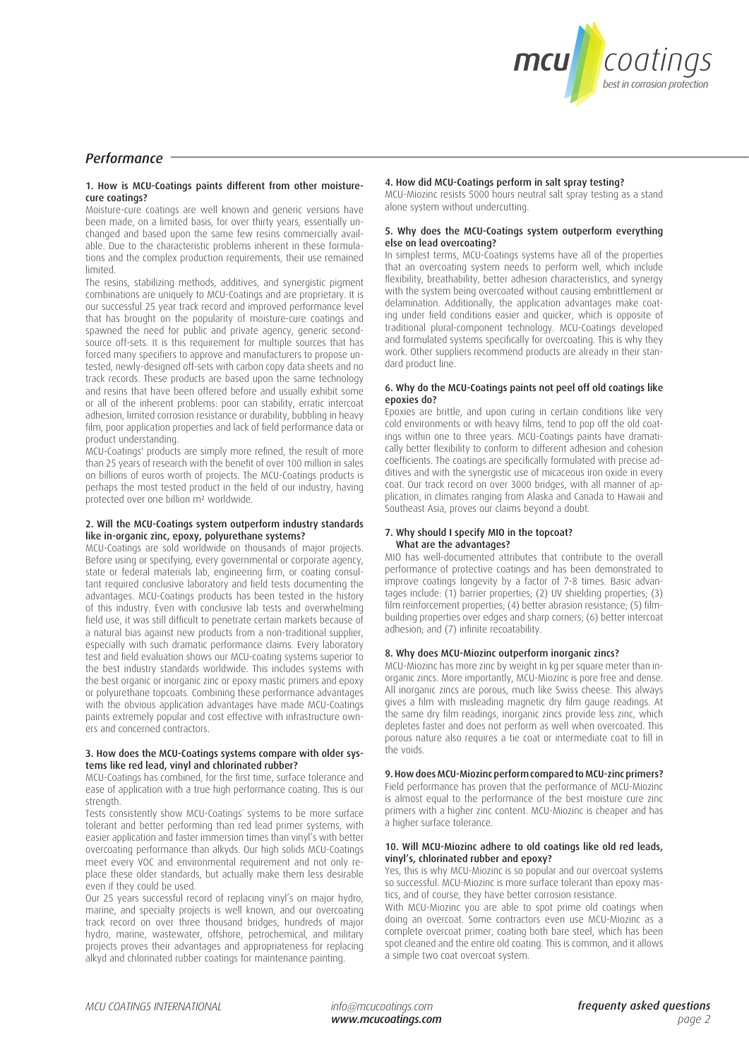## Performance

### 1. How is MCU-Coatings paints different from other moisture-cure coatings?

Moisture-cure coatings are well known and generic versions have been made, on a limited basis, for over thirty years, essentially unchanged and based upon the same few resins commercially available. Due to the characteristic problems inherent in these formulations and the complex production requirements, their use remained limited.

The resins, stabilizing methods, additives, and synergistic pigment combinations are uniquely to MCU-Coatings and are proprietary. It is our successful 25 year track record and improved performance level that has brought on the popularity of moisture-cure coatings and spawned the need for public and private agency, generic second-source off-sets. It is this requirement for multiple sources that has forced many specifiers to approve and manufacturers to propose untested, newly-designed off-sets with carbon copy data sheets and no track records. These products are based upon the same technology and resins that have been offered before and usually exhibit some or all of the inherent problems: poor can stability, erratic intercoat adhesion, limited corrosion resistance or durability, bubbling in heavy film, poor application properties and lack of field performance data or product understanding.

MCU-Coatings' products are simply more refined, the result of more than 25 years of research with the benefit of over 100 million in sales on billions of euros worth of projects. The MCU-Coatings products is perhaps the most tested product in the field of our industry, having protected over one billion m² worldwide.

### 2. Will the MCU-Coatings system outperform industry standards like in-organic zinc, epoxy, polyurethane systems?

MCU-Coatings are sold worldwide on thousands of major projects. Before using or specifying, every governmental or corporate agency, state or federal materials lab, engineering firm, or coating consultant required conclusive laboratory and field tests documenting the advantages. MCU-Coatings products has been tested in the history of this industry. Even with conclusive lab tests and overwhelming field use, it was still difficult to penetrate certain markets because of a natural bias against new products from a non-traditional supplier, especially with such dramatic performance claims. Every laboratory test and field evaluation shows our MCU-coating systems superior to the best industry standards worldwide. This includes systems with the best organic or inorganic zinc or epoxy mastic primers and epoxy or polyurethane topcoats. Combining these performance advantages with the obvious application advantages have made MCU-Coatings paints extremely popular and cost effective with infrastructure owners and concerned contractors.

### 3. How does the MCU-Coatings systems compare with older systems like red lead, vinyl and chlorinated rubber?

MCU-Coatings has combined, for the first time, surface tolerance and ease of application with a true high performance coating. This is our strength.

Tests consistently show MCU-Coatings´ systems to be more surface tolerant and better performing than red lead primer systems, with easier application and faster immersion times than vinyl's with better overcoating performance than alkyds. Our high solids MCU-Coatings meet every VOC and environmental requirement and not only replace these older standards, but actually make them less desirable even if they could be used.

Our 25 years successful record of replacing vinyl's on major hydro, marine, and specialty projects is well known, and our overcoating track record on over three thousand bridges, hundreds of major hydro, marine, wastewater, offshore, petrochemical, and military projects proves their advantages and appropriateness for replacing alkyd and chlorinated rubber coatings for maintenance painting.

### 4. How did MCU-Coatings perform in salt spray testing?

MCU-Miozinc resists 5000 hours neutral salt spray testing as a stand alone system without undercutting.

### 5. Why does the MCU-Coatings system outperform everything else on lead overcoating?

In simplest terms, MCU-Coatings systems have all of the properties that an overcoating system needs to perform well, which include flexibility, breathability, better adhesion characteristics, and synergy with the system being overcoated without causing embrittlement or delamination. Additionally, the application advantages make coating under field conditions easier and quicker, which is opposite of traditional plural-component technology. MCU-Coatings developed and formulated systems specifically for overcoating. This is why they work. Other suppliers recommend products are already in their standard product line.

### 6. Why do the MCU-Coatings paints not peel off old coatings like epoxies do?

Epoxies are brittle, and upon curing in certain conditions like very cold environments or with heavy films, tend to pop off the old coatings within one to three years. MCU-Coatings paints have dramatically better flexibility to conform to different adhesion and cohesion coefficients. The coatings are specifically formulated with precise additives and with the synergistic use of micaceous iron oxide in every coat. Our track record on over 3000 bridges, with all manner of application, in climates ranging from Alaska and Canada to Hawaii and Southeast Asia, proves our claims beyond a doubt.

### 7. Why should I specify MIO in the topcoat? What are the advantages?

MIO has well-documented attributes that contribute to the overall performance of protective coatings and has been demonstrated to improve coatings longevity by a factor of 7-8 times. Basic advantages include: (1) barrier properties; (2) UV shielding properties; (3) film reinforcement properties; (4) better abrasion resistance; (5) film-building properties over edges and sharp corners; (6) better intercoat adhesion; and (7) infinite recoatability.

### 8. Why does MCU-Miozinc outperform inorganic zincs?

MCU-Miozinc has more zinc by weight in kg per square meter than inorganic zincs. More importantly, MCU-Miozinc is pore free and dense. All inorganic zincs are porous, much like Swiss cheese. This always gives a film with misleading magnetic dry film gauge readings. At the same dry film readings, inorganic zincs provide less zinc, which depletes faster and does not perform as well when overcoated. This porous nature also requires a tie coat or intermediate coat to fill in the voids.

### 9. How does MCU-Miozinc perform compared to MCU-zinc primers?

Field performance has proven that the performance of MCU-Miozinc is almost equal to the performance of the best moisture cure zinc primers with a higher zinc content. MCU-Miozinc is cheaper and has a higher surface tolerance.

### 10. Will MCU-Miozinc adhere to old coatings like old red leads, vinyl's, chlorinated rubber and epoxy?

Yes, this is why MCU-Miozinc is so popular and our overcoat systems so successful. MCU-Miozinc is more surface tolerant than epoxy mastics, and of course, they have better corrosion resistance.

With MCU-Miozinc you are able to spot prime old coatings when doing an overcoat. Some contractors even use MCU-Miozinc as a complete overcoat primer, coating both bare steel, which has been spot cleaned and the entire old coating. This is common, and it allows a simple two coat overcoat system.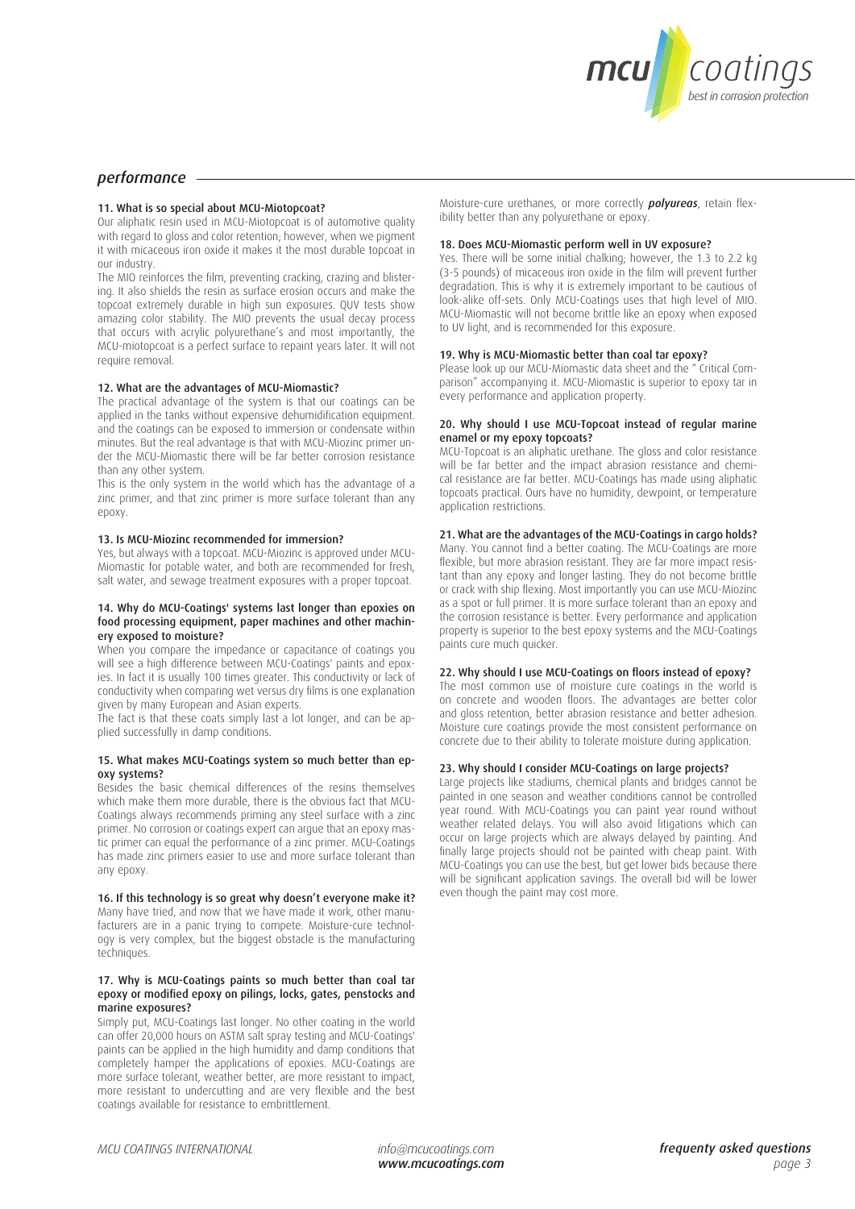## performance

### 11. What is so special about MCU-Miotopcoat?

Our aliphatic resin used in MCU-Miotopcoat is of automotive quality with regard to gloss and color retention; however, when we pigment it with micaceous iron oxide it makes it the most durable topcoat in our industry.

The MIO reinforces the film, preventing cracking, crazing and blistering. It also shields the resin as surface erosion occurs and make the topcoat extremely durable in high sun exposures. QUV tests show amazing color stability. The MIO prevents the usual decay process that occurs with acrylic polyurethane's and most importantly, the MCU-miotopcoat is a perfect surface to repaint years later. It will not require removal.

### 12. What are the advantages of MCU-Miomastic?

The practical advantage of the system is that our coatings can be applied in the tanks without expensive dehumidification equipment. and the coatings can be exposed to immersion or condensate within minutes. But the real advantage is that with MCU-Miozinc primer under the MCU-Miomastic there will be far better corrosion resistance than any other system.

This is the only system in the world which has the advantage of a zinc primer, and that zinc primer is more surface tolerant than any epoxy.

### 13. Is MCU-Miozinc recommended for immersion?

Yes, but always with a topcoat. MCU-Miozinc is approved under MCU-Miomastic for potable water, and both are recommended for fresh, salt water, and sewage treatment exposures with a proper topcoat.

### 14. Why do MCU-Coatings' systems last longer than epoxies on food processing equipment, paper machines and other machinery exposed to moisture?

When you compare the impedance or capacitance of coatings you will see a high difference between MCU-Coatings' paints and epoxies. In fact it is usually 100 times greater. This conductivity or lack of conductivity when comparing wet versus dry films is one explanation given by many European and Asian experts.

The fact is that these coats simply last a lot longer, and can be applied successfully in damp conditions.

### 15. What makes MCU-Coatings system so much better than epoxy systems?

Besides the basic chemical differences of the resins themselves which make them more durable, there is the obvious fact that MCU-Coatings always recommends priming any steel surface with a zinc primer. No corrosion or coatings expert can argue that an epoxy mastic primer can equal the performance of a zinc primer. MCU-Coatings has made zinc primers easier to use and more surface tolerant than any epoxy.

### 16. If this technology is so great why doesn't everyone make it?

Many have tried, and now that we have made it work, other manufacturers are in a panic trying to compete. Moisture-cure technology is very complex, but the biggest obstacle is the manufacturing techniques.

### 17. Why is MCU-Coatings paints so much better than coal tar epoxy or modified epoxy on pilings, locks, gates, penstocks and marine exposures?

Simply put, MCU-Coatings last longer. No other coating in the world can offer 20,000 hours on ASTM salt spray testing and MCU-Coatings' paints can be applied in the high humidity and damp conditions that completely hamper the applications of epoxies. MCU-Coatings are more surface tolerant, weather better, are more resistant to impact, more resistant to undercutting and are very flexible and the best coatings available for resistance to embrittlement.

Moisture-cure urethanes, or more correctly ***polyureas***, retain flexibility better than any polyurethane or epoxy.

### 18. Does MCU-Miomastic perform well in UV exposure?

Yes. There will be some initial chalking; however, the 1.3 to 2.2 kg (3-5 pounds) of micaceous iron oxide in the film will prevent further degradation. This is why it is extremely important to be cautious of look-alike off-sets. Only MCU-Coatings uses that high level of MIO. MCU-Miomastic will not become brittle like an epoxy when exposed to UV light, and is recommended for this exposure.

### 19. Why is MCU-Miomastic better than coal tar epoxy?

Please look up our MCU-Miomastic data sheet and the " Critical Comparison" accompanying it. MCU-Miomastic is superior to epoxy tar in every performance and application property.

### 20. Why should I use MCU-Topcoat instead of regular marine enamel or my epoxy topcoats?

MCU-Topcoat is an aliphatic urethane. The gloss and color resistance will be far better and the impact abrasion resistance and chemical resistance are far better. MCU-Coatings has made using aliphatic topcoats practical. Ours have no humidity, dewpoint, or temperature application restrictions.

### 21. What are the advantages of the MCU-Coatings in cargo holds?

Many. You cannot find a better coating. The MCU-Coatings are more flexible, but more abrasion resistant. They are far more impact resistant than any epoxy and longer lasting. They do not become brittle or crack with ship flexing. Most importantly you can use MCU-Miozinc as a spot or full primer. It is more surface tolerant than an epoxy and the corrosion resistance is better. Every performance and application property is superior to the best epoxy systems and the MCU-Coatings paints cure much quicker.

### 22. Why should I use MCU-Coatings on floors instead of epoxy?

The most common use of moisture cure coatings in the world is on concrete and wooden floors. The advantages are better color and gloss retention, better abrasion resistance and better adhesion. Moisture cure coatings provide the most consistent performance on concrete due to their ability to tolerate moisture during application.

### 23. Why should I consider MCU-Coatings on large projects?

Large projects like stadiums, chemical plants and bridges cannot be painted in one season and weather conditions cannot be controlled year round. With MCU-Coatings you can paint year round without weather related delays. You will also avoid litigations which can occur on large projects which are always delayed by painting. And finally large projects should not be painted with cheap paint. With MCU-Coatings you can use the best, but get lower bids because there will be significant application savings. The overall bid will be lower even though the paint may cost more.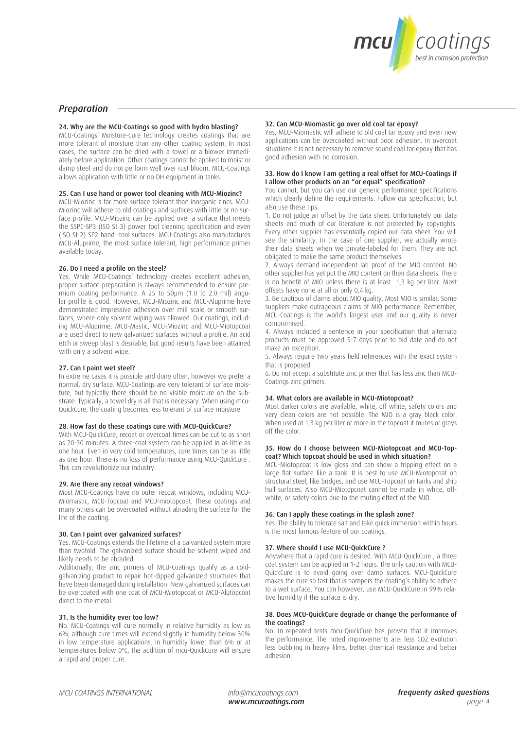## Preparation

### 24. Why are the MCU-Coatings so good with hydro blasting?

MCU-Coatings' Moisture-Cure technology creates coatings that are more tolerant of moisture than any other coating system. In most cases, the surface can be dried with a towel or a blower immediately before application. Other coatings cannot be applied to moist or damp steel and do not perform well over rust bloom. MCU-Coatings allows application with little or no DH equipment in tanks.

### 25. Can I use hand or power tool cleaning with MCU-Miozinc?

MCU-Miozinc is far more surface tolerant than inorganic zincs. MCU-Miozinc will adhere to old coatings and surfaces with little or no surface profile. MCU-Miozinc can be applied over a surface that meets the SSPC-SP3 (ISO St 3) power tool cleaning specification and even (ISO St 2) SP2 hand -tool surfaces. MCU-Coatings also manufactures MCU-Aluprime, the most surface tolerant, high performance primer available today.

### 26. Do I need a profile on the steel?

Yes. While MCU-Coatings' technology creates excellent adhesion, proper surface preparatiion is always recommended to ensure premium coating performance. A 25 to 50µm (1.0 to 2.0 mil) angular profile is good. However, MCU-Miozinc and MCU-Aluprime have demonstrated impressive adhesion over mill scale or smooth surfaces, where only solvent wiping was allowed. Our coatings, including MCU-Aluprime, MCU-Mastic, MCU-Miozinc and MCU-Miotopcoat are used direct to new galvanized surfaces without a profile. An acid etch or sweep blast is desirable, but good results have been attained with only a solvent wipe.

### 27. Can I paint wet steel?

In extreme cases it is possible and done often, however we prefer a normal, dry surface. MCU-Coatings are very tolerant of surface moisture, but typically there should be no visible moisture on the substrate. Typically, a towel dry is all that is necessary. When using mcu-QuickCure, the coating becomes less tolerant of surface moisture.

### 28. How fast do these coatings cure with MCU-QuickCure?

With MCU-QuickCure, recoat or overcoat times can be cut to as short as 20-30 minutes. A three-coat system can be applied in as little as one hour. Even in very cold temperatures, cure times can be as little as one hour. There is no loss of performance using MCU-QuickCure . This can revolutionize our industry.

### 29. Are there any recoat windows?

Most MCU-Coatings have no outer recoat windows, including MCU-Miomastic, MCU-Topcoat and MCU-miotopcoat. These coatings and many others can be overcoated without abrading the surface for the life of the coating.

### 30. Can I paint over galvanized surfaces?

Yes. MCU-Coatings extends the lifetime of a galvanized system more than twofold. The galvanized surface should be solvent wiped and likely needs to be abraded.

Additionally, the zinc primers of MCU-Coatings qualify as a cold-galvanizing product to repair hot-dipped galvanized structures that have been damaged during installation. New galvanized surfaces can be overcoated with one coat of MCU-Miotopcoat or MCU-Alutopcoat direct to the metal.

### 31. Is the humidity ever too low?

No. MCU-Coatings will cure normally in relative humidity as low as 6%, although cure times will extend slightly in humidity below 30% in low temperature applications. In humidity lower than 6% or at temperatures below 0ºC, the addition of mcu-QuickCure will ensure a rapid and proper cure.

### 32. Can MCU-Miomastic go over old coal tar epoxy?

Yes, MCU-Miomastic will adhere to old coal tar epoxy and even new applications can be overcoated without poor adhesion. In overcoat situations it is not necessary to remove sound coal tar epoxy that has good adhesion with no corrosion.

### 33. How do I know I am getting a real offset for MCU-Coatings if I allow other products on an "or equal" specification?

You cannot, but you can use our generic performance specifications which clearly define the requirements. Follow our specification, but also use these tips:

1. Do not judge an offset by the data sheet. Unfortunately our data sheets and much of our literature is not protected by copyrights. Every other supplier has essentially copied our data sheet. You will see the similarity. In the case of one supplier, we actually wrote their data sheets when we private-labeled for them. They are not obligated to make the same product themselves.
2. Always demand independent lab proof of the MIO content. No other supplier has yet put the MIO content on their data sheets. There is no benefit of MIO unless there is at least 1,3 kg per liter. Most offsets have none at all or only 0,4 kg.
3. Be cautious of claims about MIO quality. Most MIO is similar. Some suppliers make outrageous claims of MIO performance. Remember, MCU-Coatings is the world's largest user and our quality is never compromised.
4. Always included a sentence in your specification that alternate products must be approved 5-7 days prior to bid date and do not make an exception.
5. Always require two years field references with the exact system that is proposed.
6. Do not accept a substitute zinc primer that has less zinc than MCU-Coatings zinc primers.

### 34. What colors are available in MCU-Miotopcoat?

Most darker colors are available, white, off white, safety colors and very clean colors are not possible. The MIO is a gray black color. When used at 1,3 kg per liter or more in the topcoat it mutes or grays off the color.

### 35. How do I choose between MCU-Miotopcoat and MCU-Topcoat? Which topcoat should be used in which situation?

MCU-Miotopcoat is low gloss and can show a tripping effect on a large flat surface like a tank. It is best to use MCU-Miotopcoat on structural steel, like bridges, and use MCU-Topcoat on tanks and ship hull surfaces. Also MCU-Miotopcoat cannot be made in white, off-white, or safety colors due to the muting effect of the MIO.

### 36. Can I apply these coatings in the splash zone?

Yes. The ability to tolerate salt and take quick immersion within hours is the most famous feature of our coatings.

### 37. Where should I use MCU-QuickCure ?

Anywhere that a rapid cure is desired. With MCU-QuickCure , a three coat system can be applied in 1-2 hours. The only caution with MCU-QuickCure is to avoid going over damp surfaces. MCU-QuickCure makes the cure so fast that is hampers the coating's ability to adhere to a wet surface. You can however, use MCU-QuickCure in 99% relative humidity if the surface is dry.

### 38. Does MCU-QuickCure degrade or change the performance of the coatings?

No. In repeated tests mcu-QuickCure has proven that it improves the performance. The noted improvements are: less $CO_2$ evolution less bubbling in heavy films, better chemical resistance and better adhesion.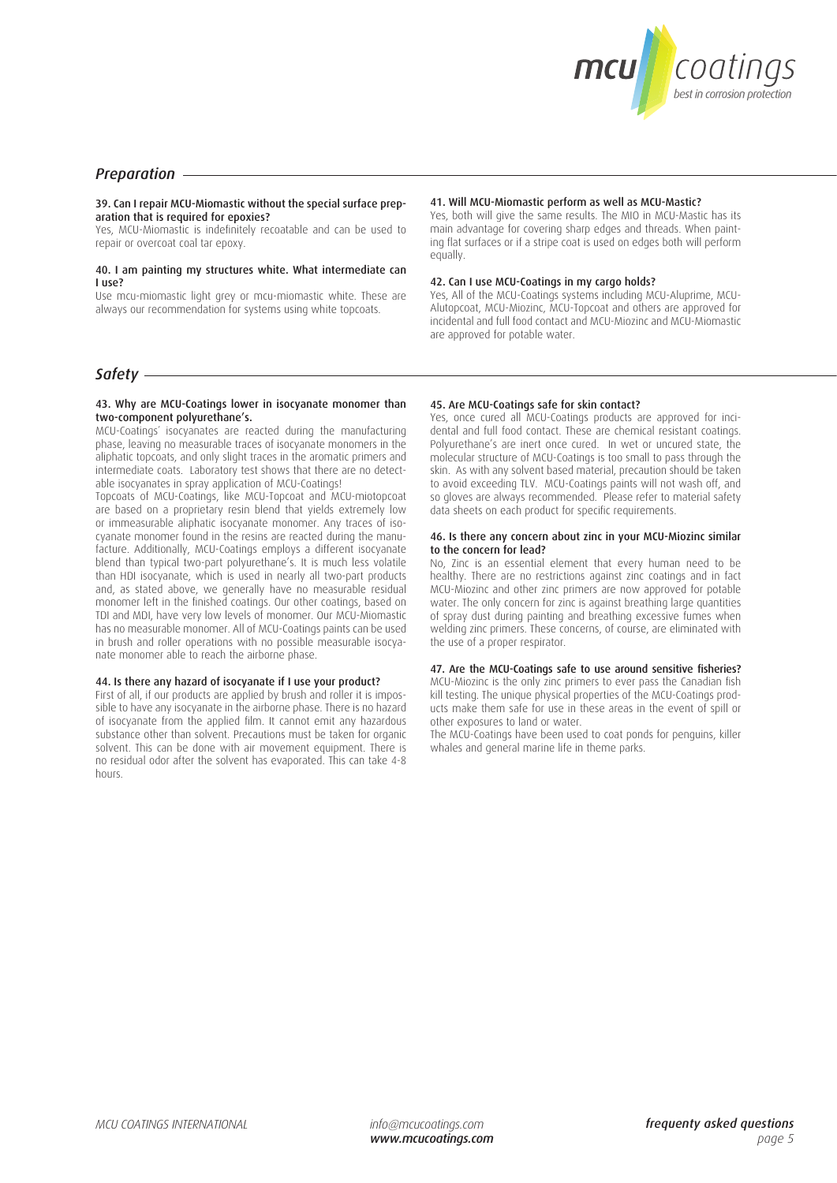## Preparation

**39. Can I repair MCU-Miomastic without the special surface preparation that is required for epoxies?**

Yes, MCU-Miomastic is indefinitely recoatable and can be used to repair or overcoat coal tar epoxy.

**40. I am painting my structures white. What intermediate can I use?**

Use mcu-miomastic light grey or mcu-miomastic white. These are always our recommendation for systems using white topcoats.

**41. Will MCU-Miomastic perform as well as MCU-Mastic?**

Yes, both will give the same results. The MIO in MCU-Mastic has its main advantage for covering sharp edges and threads. When painting flat surfaces or if a stripe coat is used on edges both will perform equally.

**42. Can I use MCU-Coatings in my cargo holds?**

Yes, All of the MCU-Coatings systems including MCU-Aluprime, MCU-Alutopcoat, MCU-Miozinc, MCU-Topcoat and others are approved for incidental and full food contact and MCU-Miozinc and MCU-Miomastic are approved for potable water.

## Safety

**43. Why are MCU-Coatings lower in isocyanate monomer than two-component polyurethane's.**

MCU-Coatings' isocyanates are reacted during the manufacturing phase, leaving no measurable traces of isocyanate monomers in the aliphatic topcoats, and only slight traces in the aromatic primers and intermediate coats. Laboratory test shows that there are no detectable isocyanates in spray application of MCU-Coatings!

Topcoats of MCU-Coatings, like MCU-Topcoat and MCU-miotopcoat are based on a proprietary resin blend that yields extremely low or immeasurable aliphatic isocyanate monomer. Any traces of isocyanate monomer found in the resins are reacted during the manufacture. Additionally, MCU-Coatings employs a different isocyanate blend than typical two-part polyurethane's. It is much less volatile than HDI isocyanate, which is used in nearly all two-part products and, as stated above, we generally have no measurable residual monomer left in the finished coatings. Our other coatings, based on TDI and MDI, have very low levels of monomer. Our MCU-Miomastic has no measurable monomer. All of MCU-Coatings paints can be used in brush and roller operations with no possible measurable isocyanate monomer able to reach the airborne phase.

**44. Is there any hazard of isocyanate if I use your product?**

First of all, if our products are applied by brush and roller it is impossible to have any isocyanate in the airborne phase. There is no hazard of isocyanate from the applied film. It cannot emit any hazardous substance other than solvent. Precautions must be taken for organic solvent. This can be done with air movement equipment. There is no residual odor after the solvent has evaporated. This can take 4-8 hours.

**45. Are MCU-Coatings safe for skin contact?**

Yes, once cured all MCU-Coatings products are approved for incidental and full food contact. These are chemical resistant coatings. Polyurethane's are inert once cured. In wet or uncured state, the molecular structure of MCU-Coatings is too small to pass through the skin. As with any solvent based material, precaution should be taken to avoid exceeding TLV. MCU-Coatings paints will not wash off, and so gloves are always recommended. Please refer to material safety data sheets on each product for specific requirements.

**46. Is there any concern about zinc in your MCU-Miozinc similar to the concern for lead?**

No, Zinc is an essential element that every human need to be healthy. There are no restrictions against zinc coatings and in fact MCU-Miozinc and other zinc primers are now approved for potable water. The only concern for zinc is against breathing large quantities of spray dust during painting and breathing excessive fumes when welding zinc primers. These concerns, of course, are eliminated with the use of a proper respirator.

**47. Are the MCU-Coatings safe to use around sensitive fisheries?**

MCU-Miozinc is the only zinc primers to ever pass the Canadian fish kill testing. The unique physical properties of the MCU-Coatings products make them safe for use in these areas in the event of spill or other exposures to land or water.

The MCU-Coatings have been used to coat ponds for penguins, killer whales and general marine life in theme parks.